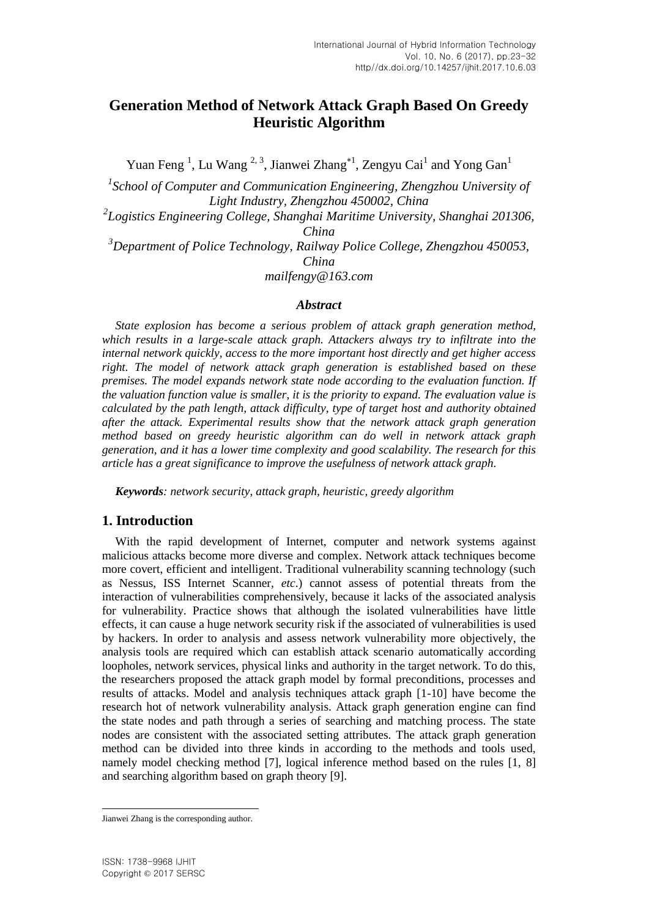# Generation Method of Network Attack Graph Based On Greedy Heuristic Algorithm

Yuan Feng [1], Lu Wang [2, 3], Jianwei Zhang[*1], Zengyu Cai[1] and Yong Gan[1]

[1]*School of Computer and Communication Engineering, Zhengzhou University of Light Industry, Zhengzhou 450002, China*
[2]*Logistics Engineering College, Shanghai Maritime University, Shanghai 201306, China*
[3]*Department of Police Technology, Railway Police College, Zhengzhou 450053, China*
*mailfengy@163.com*

### *Abstract*

*State explosion has become a serious problem of attack graph generation method, which results in a large-scale attack graph. Attackers always try to infiltrate into the internal network quickly, access to the more important host directly and get higher access right. The model of network attack graph generation is established based on these premises. The model expands network state node according to the evaluation function. If the valuation function value is smaller, it is the priority to expand. The evaluation value is calculated by the path length, attack difficulty, type of target host and authority obtained after the attack. Experimental results show that the network attack graph generation method based on greedy heuristic algorithm can do well in network attack graph generation, and it has a lower time complexity and good scalability. The research for this article has a great significance to improve the usefulness of network attack graph.*

***Keywords****: network security, attack graph, heuristic, greedy algorithm*

## 1. Introduction

With the rapid development of Internet, computer and network systems against malicious attacks become more diverse and complex. Network attack techniques become more covert, efficient and intelligent. Traditional vulnerability scanning technology (such as Nessus, ISS Internet Scanner, *etc*.) cannot assess of potential threats from the interaction of vulnerabilities comprehensively, because it lacks of the associated analysis for vulnerability. Practice shows that although the isolated vulnerabilities have little effects, it can cause a huge network security risk if the associated of vulnerabilities is used by hackers. In order to analysis and assess network vulnerability more objectively, the analysis tools are required which can establish attack scenario automatically according loopholes, network services, physical links and authority in the target network. To do this, the researchers proposed the attack graph model by formal preconditions, processes and results of attacks. Model and analysis techniques attack graph [1-10] have become the research hot of network vulnerability analysis. Attack graph generation engine can find the state nodes and path through a series of searching and matching process. The state nodes are consistent with the associated setting attributes. The attack graph generation method can be divided into three kinds in according to the methods and tools used, namely model checking method [7], logical inference method based on the rules [1, 8] and searching algorithm based on graph theory [9].

Jianwei Zhang is the corresponding author.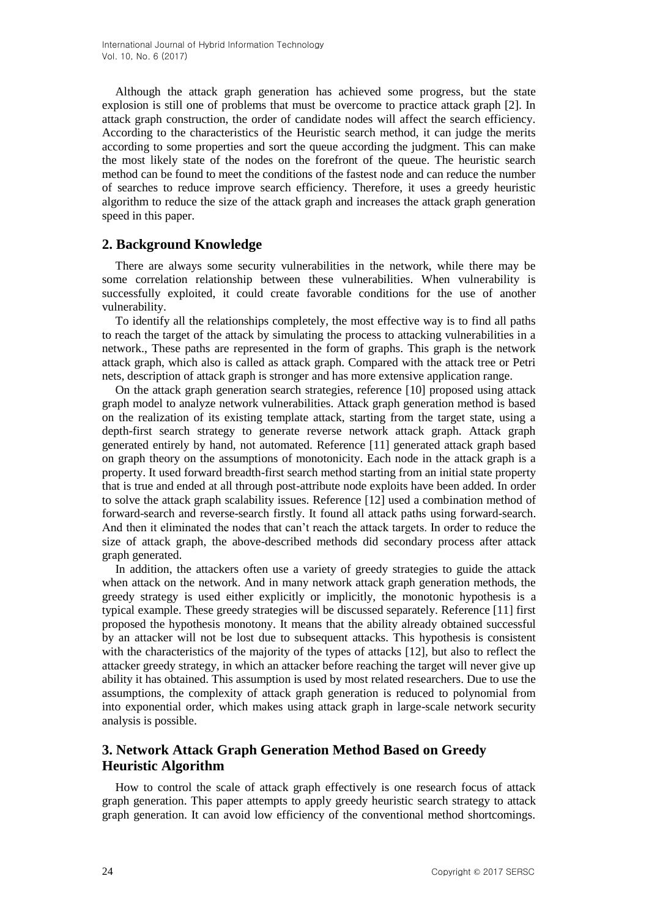Although the attack graph generation has achieved some progress, but the state explosion is still one of problems that must be overcome to practice attack graph [2]. In attack graph construction, the order of candidate nodes will affect the search efficiency. According to the characteristics of the Heuristic search method, it can judge the merits according to some properties and sort the queue according the judgment. This can make the most likely state of the nodes on the forefront of the queue. The heuristic search method can be found to meet the conditions of the fastest node and can reduce the number of searches to reduce improve search efficiency. Therefore, it uses a greedy heuristic algorithm to reduce the size of the attack graph and increases the attack graph generation speed in this paper.

## 2. Background Knowledge

There are always some security vulnerabilities in the network, while there may be some correlation relationship between these vulnerabilities. When vulnerability is successfully exploited, it could create favorable conditions for the use of another vulnerability.

To identify all the relationships completely, the most effective way is to find all paths to reach the target of the attack by simulating the process to attacking vulnerabilities in a network., These paths are represented in the form of graphs. This graph is the network attack graph, which also is called as attack graph. Compared with the attack tree or Petri nets, description of attack graph is stronger and has more extensive application range.

On the attack graph generation search strategies, reference [10] proposed using attack graph model to analyze network vulnerabilities. Attack graph generation method is based on the realization of its existing template attack, starting from the target state, using a depth-first search strategy to generate reverse network attack graph. Attack graph generated entirely by hand, not automated. Reference [11] generated attack graph based on graph theory on the assumptions of monotonicity. Each node in the attack graph is a property. It used forward breadth-first search method starting from an initial state property that is true and ended at all through post-attribute node exploits have been added. In order to solve the attack graph scalability issues. Reference [12] used a combination method of forward-search and reverse-search firstly. It found all attack paths using forward-search. And then it eliminated the nodes that can't reach the attack targets. In order to reduce the size of attack graph, the above-described methods did secondary process after attack graph generated.

In addition, the attackers often use a variety of greedy strategies to guide the attack when attack on the network. And in many network attack graph generation methods, the greedy strategy is used either explicitly or implicitly, the monotonic hypothesis is a typical example. These greedy strategies will be discussed separately. Reference [11] first proposed the hypothesis monotony. It means that the ability already obtained successful by an attacker will not be lost due to subsequent attacks. This hypothesis is consistent with the characteristics of the majority of the types of attacks [12], but also to reflect the attacker greedy strategy, in which an attacker before reaching the target will never give up ability it has obtained. This assumption is used by most related researchers. Due to use the assumptions, the complexity of attack graph generation is reduced to polynomial from into exponential order, which makes using attack graph in large-scale network security analysis is possible.

## 3. Network Attack Graph Generation Method Based on Greedy Heuristic Algorithm

How to control the scale of attack graph effectively is one research focus of attack graph generation. This paper attempts to apply greedy heuristic search strategy to attack graph generation. It can avoid low efficiency of the conventional method shortcomings.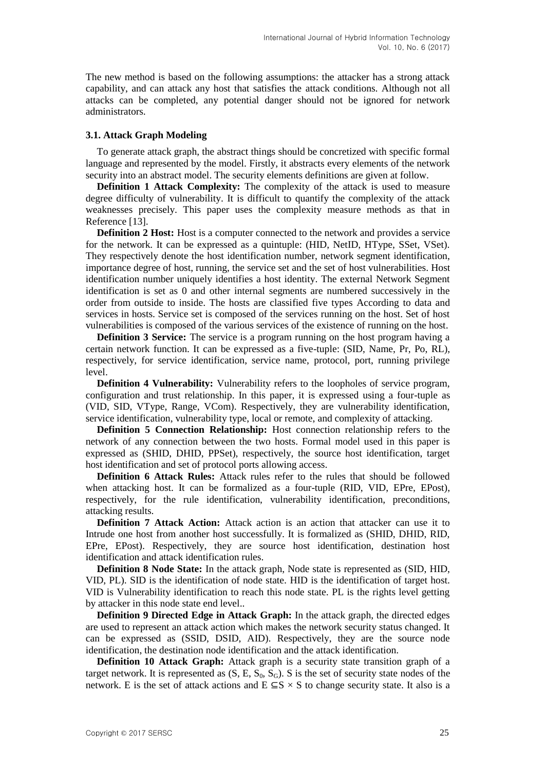The new method is based on the following assumptions: the attacker has a strong attack capability, and can attack any host that satisfies the attack conditions. Although not all attacks can be completed, any potential danger should not be ignored for network administrators.

### 3.1. Attack Graph Modeling

To generate attack graph, the abstract things should be concretized with specific formal language and represented by the model. Firstly, it abstracts every elements of the network security into an abstract model. The security elements definitions are given at follow.

**Definition 1 Attack Complexity:** The complexity of the attack is used to measure degree difficulty of vulnerability. It is difficult to quantify the complexity of the attack weaknesses precisely. This paper uses the complexity measure methods as that in Reference [13].

**Definition 2 Host:** Host is a computer connected to the network and provides a service for the network. It can be expressed as a quintuple: (HID, NetID, HType, SSet, VSet). They respectively denote the host identification number, network segment identification, importance degree of host, running, the service set and the set of host vulnerabilities. Host identification number uniquely identifies a host identity. The external Network Segment identification is set as 0 and other internal segments are numbered successively in the order from outside to inside. The hosts are classified five types According to data and services in hosts. Service set is composed of the services running on the host. Set of host vulnerabilities is composed of the various services of the existence of running on the host.

**Definition 3 Service:** The service is a program running on the host program having a certain network function. It can be expressed as a five-tuple: (SID, Name, Pr, Po, RL), respectively, for service identification, service name, protocol, port, running privilege level.

**Definition 4 Vulnerability:** Vulnerability refers to the loopholes of service program, configuration and trust relationship. In this paper, it is expressed using a four-tuple as (VID, SID, VType, Range, VCom). Respectively, they are vulnerability identification, service identification, vulnerability type, local or remote, and complexity of attacking.

**Definition 5 Connection Relationship:** Host connection relationship refers to the network of any connection between the two hosts. Formal model used in this paper is expressed as (SHID, DHID, PPSet), respectively, the source host identification, target host identification and set of protocol ports allowing access.

**Definition 6 Attack Rules:** Attack rules refer to the rules that should be followed when attacking host. It can be formalized as a four-tuple (RID, VID, EPre, EPost), respectively, for the rule identification, vulnerability identification, preconditions, attacking results.

**Definition 7 Attack Action:** Attack action is an action that attacker can use it to Intrude one host from another host successfully. It is formalized as (SHID, DHID, RID, EPre, EPost). Respectively, they are source host identification, destination host identification and attack identification rules.

**Definition 8 Node State:** In the attack graph, Node state is represented as (SID, HID, VID, PL). SID is the identification of node state. HID is the identification of target host. VID is Vulnerability identification to reach this node state. PL is the rights level getting by attacker in this node state end level..

**Definition 9 Directed Edge in Attack Graph:** In the attack graph, the directed edges are used to represent an attack action which makes the network security status changed. It can be expressed as (SSID, DSID, AID). Respectively, they are the source node identification, the destination node identification and the attack identification.

**Definition 10 Attack Graph:** Attack graph is a security state transition graph of a target network. It is represented as $(S, E, S_0, S_G)$. S is the set of security state nodes of the network. E is the set of attack actions and $E \subseteq S \times S$ to change security state. It also is a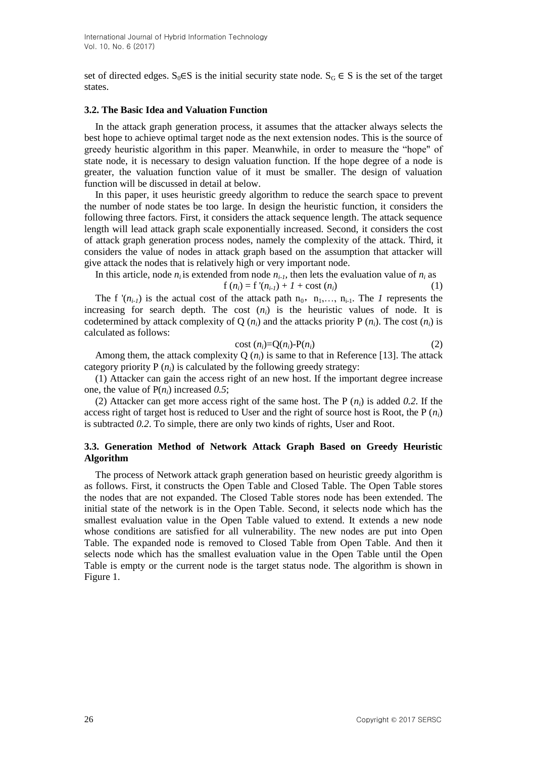set of directed edges. $S_0 \in S$ is the initial security state node. $S_G \in S$ is the set of the target states.

### 3.2. The Basic Idea and Valuation Function

In the attack graph generation process, it assumes that the attacker always selects the best hope to achieve optimal target node as the next extension nodes. This is the source of greedy heuristic algorithm in this paper. Meanwhile, in order to measure the "hope" of state node, it is necessary to design valuation function. If the hope degree of a node is greater, the valuation function value of it must be smaller. The design of valuation function will be discussed in detail at below.

In this paper, it uses heuristic greedy algorithm to reduce the search space to prevent the number of node states be too large. In design the heuristic function, it considers the following three factors. First, it considers the attack sequence length. The attack sequence length will lead attack graph scale exponentially increased. Second, it considers the cost of attack graph generation process nodes, namely the complexity of the attack. Third, it considers the value of nodes in attack graph based on the assumption that attacker will give attack the nodes that is relatively high or very important node.

In this article, node $n_i$ is extended from node $n_{i-1}$, then lets the evaluation value of $n_i$ as

$$f(n_i) = f'(n_{i-1}) + 1 + \text{cost}(n_i) \tag{1}$$

The $f'(n_{i-1})$ is the actual cost of the attack path $n_0$, $n_1, \ldots, n_{i-1}$. The *1* represents the increasing for search depth. The cost $(n_i)$ is the heuristic values of node. It is codetermined by attack complexity of $Q(n_i)$ and the attacks priority $P(n_i)$. The cost $(n_i)$ is calculated as follows:

$$\text{cost}(n_i) = Q(n_i) - P(n_i) \tag{2}$$

Among them, the attack complexity $Q(n_i)$ is same to that in Reference [13]. The attack category priority $P(n_i)$ is calculated by the following greedy strategy:

(1) Attacker can gain the access right of an new host. If the important degree increase one, the value of $P(n_i)$ increased *0.5*;

(2) Attacker can get more access right of the same host. The $P(n_i)$ is added *0.2*. If the access right of target host is reduced to User and the right of source host is Root, the $P(n_i)$ is subtracted *0.2*. To simple, there are only two kinds of rights, User and Root.

### 3.3. Generation Method of Network Attack Graph Based on Greedy Heuristic Algorithm

The process of Network attack graph generation based on heuristic greedy algorithm is as follows. First, it constructs the Open Table and Closed Table. The Open Table stores the nodes that are not expanded. The Closed Table stores node has been extended. The initial state of the network is in the Open Table. Second, it selects node which has the smallest evaluation value in the Open Table valued to extend. It extends a new node whose conditions are satisfied for all vulnerability. The new nodes are put into Open Table. The expanded node is removed to Closed Table from Open Table. And then it selects node which has the smallest evaluation value in the Open Table until the Open Table is empty or the current node is the target status node. The algorithm is shown in Figure 1.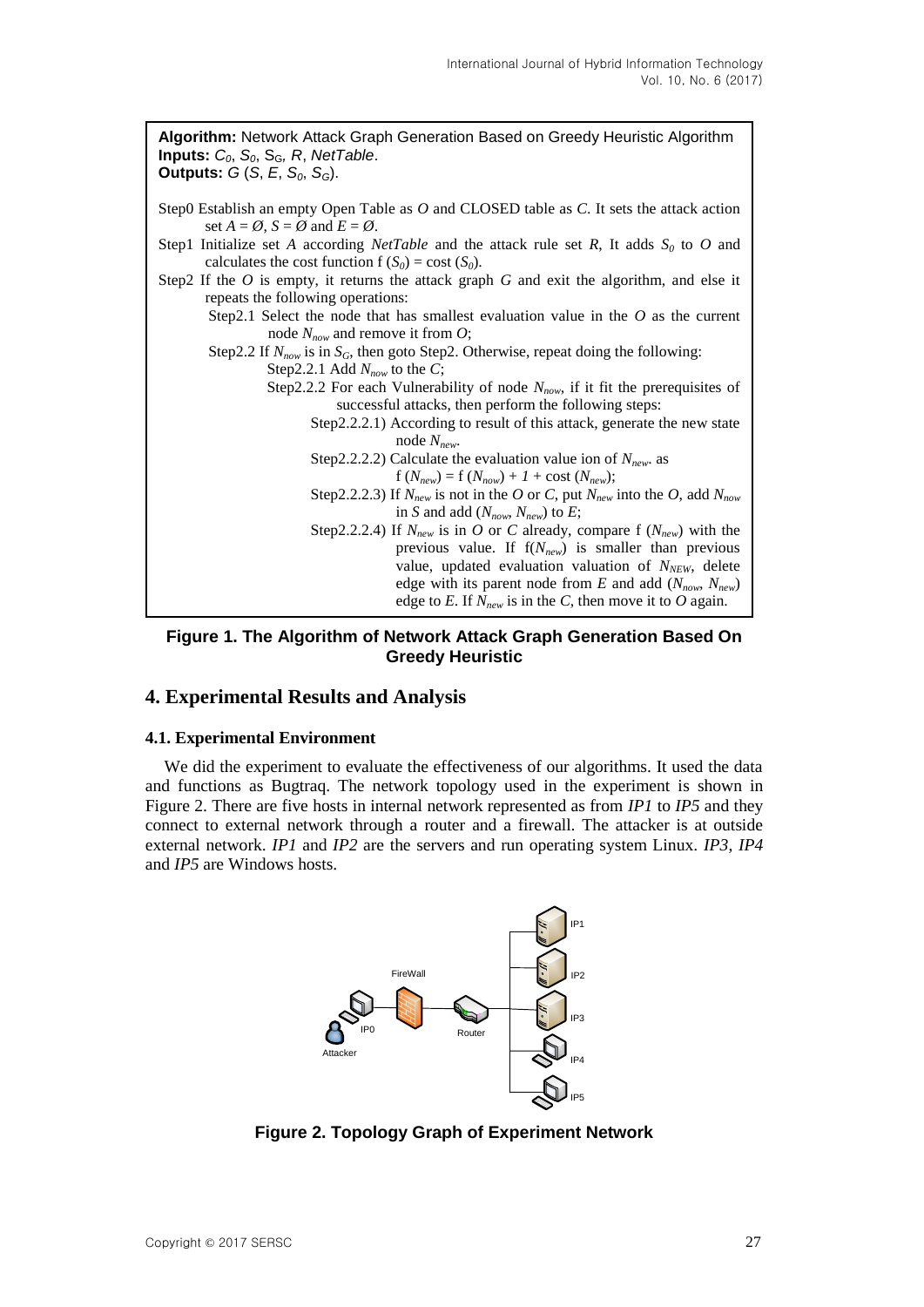**Algorithm:** Network Attack Graph Generation Based on Greedy Heuristic Algorithm
**Inputs:** $C_0$, $S_0$, $S_G$, $R$, *NetTable*.
**Outputs:** $G$ ($S$, $E$, $S_0$, $S_G$).

Step0 Establish an empty Open Table as $O$ and CLOSED table as $C$. It sets the attack action set $A = \emptyset$, $S = \emptyset$ and $E = \emptyset$.

Step1 Initialize set $A$ according *NetTable* and the attack rule set $R$, It adds $S_0$ to $O$ and calculates the cost function f $(S_0)$ = cost $(S_0)$.

Step2 If the $O$ is empty, it returns the attack graph $G$ and exit the algorithm, and else it repeats the following operations:

- Step2.1 Select the node that has smallest evaluation value in the $O$ as the current node $N_{now}$ and remove it from $O$;
- Step2.2 If $N_{now}$ is in $S_G$, then goto Step2. Otherwise, repeat doing the following:
  - Step2.2.1 Add $N_{now}$ to the $C$;
  - Step2.2.2 For each Vulnerability of node $N_{now}$, if it fit the prerequisites of successful attacks, then perform the following steps:
    - Step2.2.2.1) According to result of this attack, generate the new state node $N_{new}$.
    - Step2.2.2.2) Calculate the evaluation value ion of $N_{new}$. as $f(N_{new}) = f(N_{now}) + 1 + \text{cost}(N_{new})$;
    - Step2.2.2.3) If $N_{new}$ is not in the $O$ or $C$, put $N_{new}$ into the $O$, add $N_{now}$ in $S$ and add $(N_{now}, N_{new})$ to $E$;
    - Step2.2.2.4) If $N_{new}$ is in $O$ or $C$ already, compare f $(N_{new})$ with the previous value. If f$(N_{new})$ is smaller than previous value, updated evaluation valuation of $N_{NEW}$, delete edge with its parent node from $E$ and add $(N_{now}, N_{new})$ edge to $E$. If $N_{new}$ is in the $C$, then move it to $O$ again.

**Figure 1. The Algorithm of Network Attack Graph Generation Based On Greedy Heuristic**

## 4. Experimental Results and Analysis

### 4.1. Experimental Environment

We did the experiment to evaluate the effectiveness of our algorithms. It used the data and functions as Bugtraq. The network topology used in the experiment is shown in Figure 2. There are five hosts in internal network represented as from *IP1* to *IP5* and they connect to external network through a router and a firewall. The attacker is at outside external network. *IP1* and *IP2* are the servers and run operating system Linux. *IP3*, *IP4* and *IP5* are Windows hosts.

**Figure 2. Topology Graph of Experiment Network**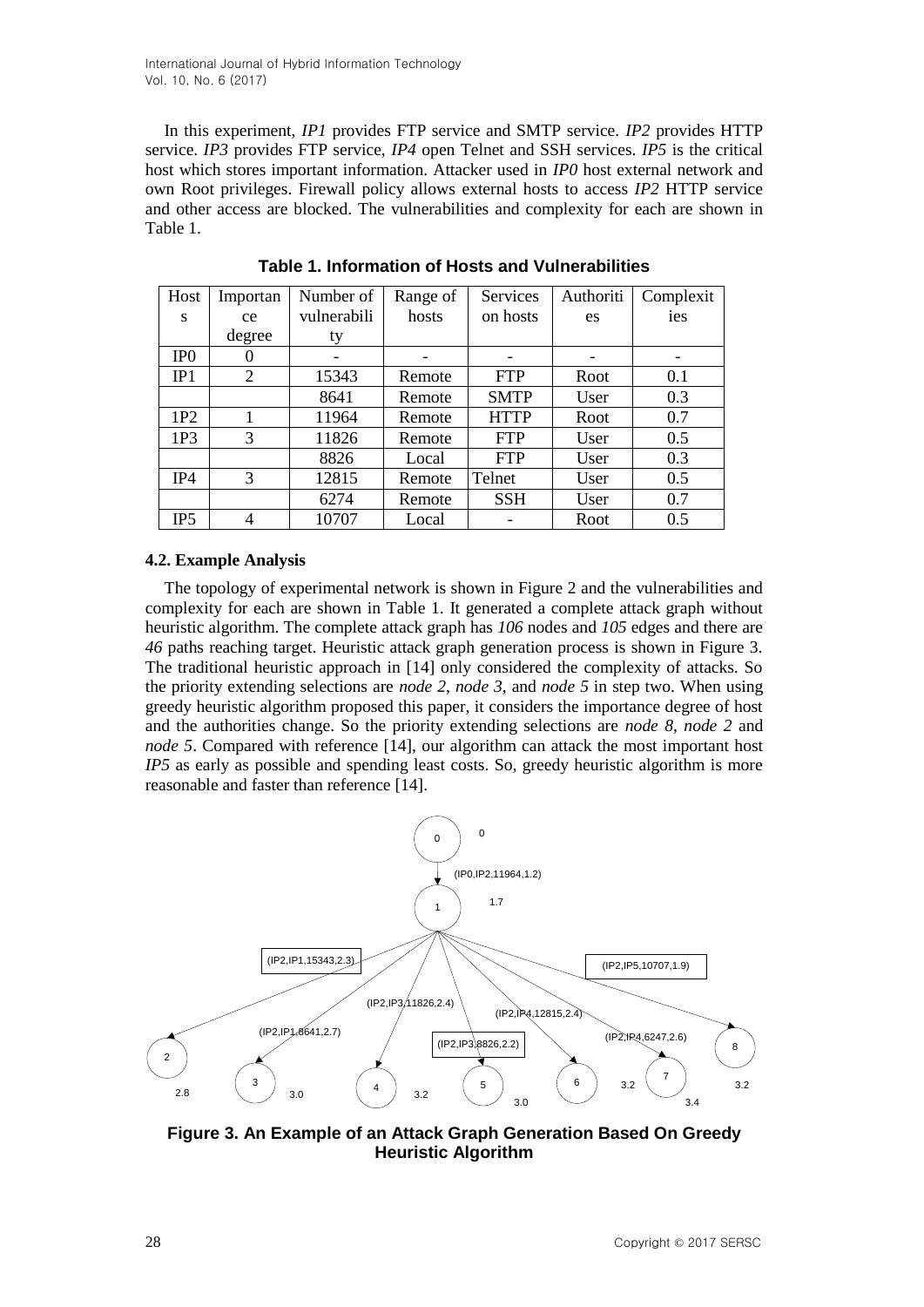In this experiment, *IP1* provides FTP service and SMTP service. *IP2* provides HTTP service. *IP3* provides FTP service, *IP4* open Telnet and SSH services. *IP5* is the critical host which stores important information. Attacker used in *IP0* host external network and own Root privileges. Firewall policy allows external hosts to access *IP2* HTTP service and other access are blocked. The vulnerabilities and complexity for each are shown in Table 1.

**Table 1. Information of Hosts and Vulnerabilities**

| Hosts | Importance degree | Number of vulnerability | Range of hosts | Services on hosts | Authorities | Complexities |
|---|---|---|---|---|---|---|
| IP0 | 0 | - | - | - | - | - |
| IP1 | 2 | 15343 | Remote | FTP | Root | 0.1 |
| | | 8641 | Remote | SMTP | User | 0.3 |
| 1P2 | 1 | 11964 | Remote | HTTP | Root | 0.7 |
| 1P3 | 3 | 11826 | Remote | FTP | User | 0.5 |
| | | 8826 | Local | FTP | User | 0.3 |
| IP4 | 3 | 12815 | Remote | Telnet | User | 0.5 |
| | | 6274 | Remote | SSH | User | 0.7 |
| IP5 | 4 | 10707 | Local | - | Root | 0.5 |

### 4.2. Example Analysis

The topology of experimental network is shown in Figure 2 and the vulnerabilities and complexity for each are shown in Table 1. It generated a complete attack graph without heuristic algorithm. The complete attack graph has *106* nodes and *105* edges and there are *46* paths reaching target. Heuristic attack graph generation process is shown in Figure 3. The traditional heuristic approach in [14] only considered the complexity of attacks. So the priority extending selections are *node 2*, *node 3*, and *node 5* in step two. When using greedy heuristic algorithm proposed this paper, it considers the importance degree of host and the authorities change. So the priority extending selections are *node 8*, *node 2* and *node 5*. Compared with reference [14], our algorithm can attack the most important host *IP5* as early as possible and spending least costs. So, greedy heuristic algorithm is more reasonable and faster than reference [14].

**Figure 3. An Example of an Attack Graph Generation Based On Greedy Heuristic Algorithm**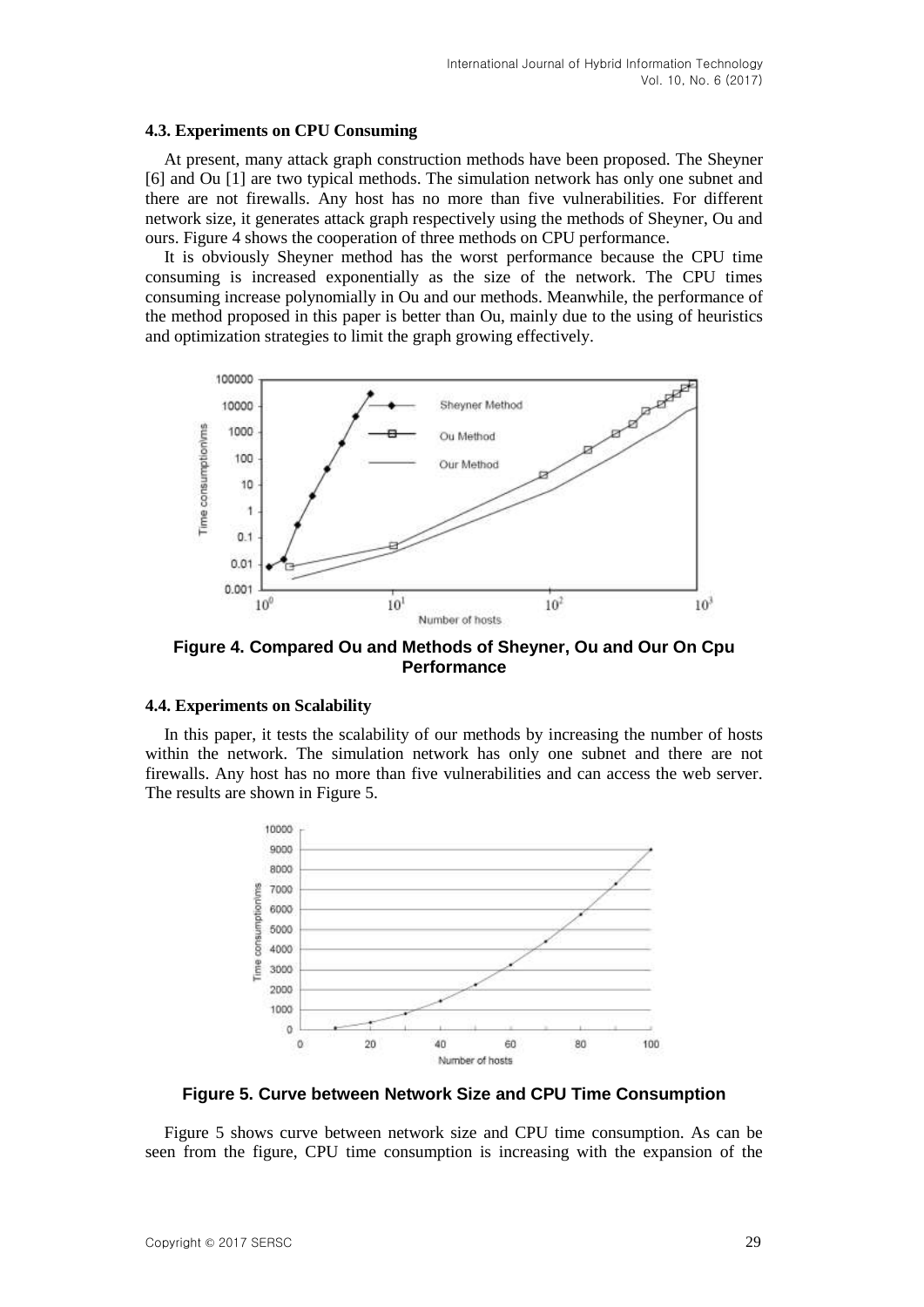### 4.3. Experiments on CPU Consuming

At present, many attack graph construction methods have been proposed. The Sheyner [6] and Ou [1] are two typical methods. The simulation network has only one subnet and there are not firewalls. Any host has no more than five vulnerabilities. For different network size, it generates attack graph respectively using the methods of Sheyner, Ou and ours. Figure 4 shows the cooperation of three methods on CPU performance.

It is obviously Sheyner method has the worst performance because the CPU time consuming is increased exponentially as the size of the network. The CPU times consuming increase polynomially in Ou and our methods. Meanwhile, the performance of the method proposed in this paper is better than Ou, mainly due to the using of heuristics and optimization strategies to limit the graph growing effectively.

**Figure 4. Compared Ou and Methods of Sheyner, Ou and Our On Cpu Performance**

### 4.4. Experiments on Scalability

In this paper, it tests the scalability of our methods by increasing the number of hosts within the network. The simulation network has only one subnet and there are not firewalls. Any host has no more than five vulnerabilities and can access the web server. The results are shown in Figure 5.

**Figure 5. Curve between Network Size and CPU Time Consumption**

Figure 5 shows curve between network size and CPU time consumption. As can be seen from the figure, CPU time consumption is increasing with the expansion of the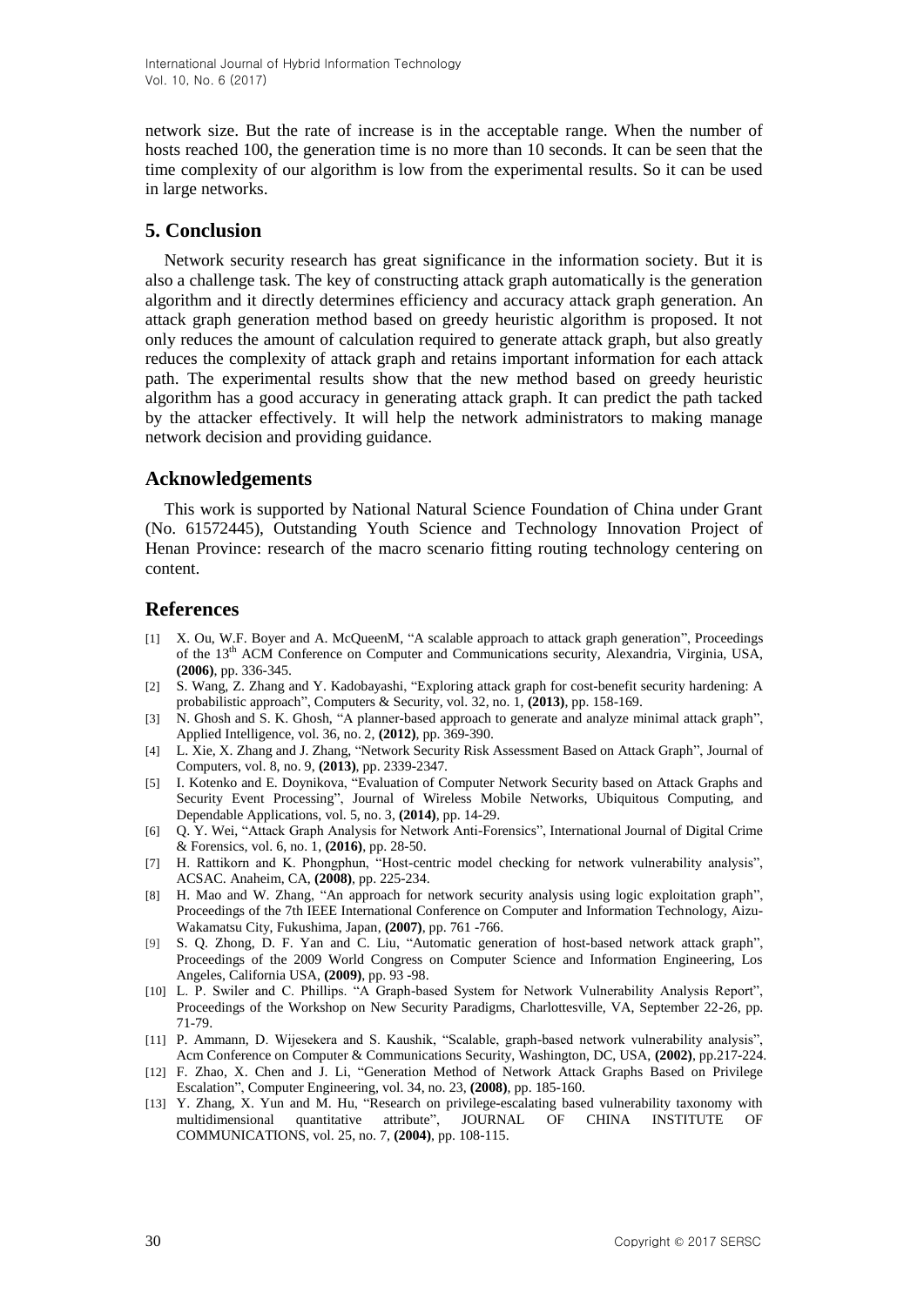network size. But the rate of increase is in the acceptable range. When the number of hosts reached 100, the generation time is no more than 10 seconds. It can be seen that the time complexity of our algorithm is low from the experimental results. So it can be used in large networks.

## 5. Conclusion

Network security research has great significance in the information society. But it is also a challenge task. The key of constructing attack graph automatically is the generation algorithm and it directly determines efficiency and accuracy attack graph generation. An attack graph generation method based on greedy heuristic algorithm is proposed. It not only reduces the amount of calculation required to generate attack graph, but also greatly reduces the complexity of attack graph and retains important information for each attack path. The experimental results show that the new method based on greedy heuristic algorithm has a good accuracy in generating attack graph. It can predict the path tacked by the attacker effectively. It will help the network administrators to making manage network decision and providing guidance.

## Acknowledgements

This work is supported by National Natural Science Foundation of China under Grant (No. 61572445), Outstanding Youth Science and Technology Innovation Project of Henan Province: research of the macro scenario fitting routing technology centering on content.

## References

[1] X. Ou, W.F. Boyer and A. McQueenM, "A scalable approach to attack graph generation", Proceedings of the 13th ACM Conference on Computer and Communications security, Alexandria, Virginia, USA, **(2006)**, pp. 336-345.

[2] S. Wang, Z. Zhang and Y. Kadobayashi, "Exploring attack graph for cost-benefit security hardening: A probabilistic approach", Computers & Security, vol. 32, no. 1, **(2013)**, pp. 158-169.

[3] N. Ghosh and S. K. Ghosh, "A planner-based approach to generate and analyze minimal attack graph", Applied Intelligence, vol. 36, no. 2, **(2012)**, pp. 369-390.

[4] L. Xie, X. Zhang and J. Zhang, "Network Security Risk Assessment Based on Attack Graph", Journal of Computers, vol. 8, no. 9, **(2013)**, pp. 2339-2347.

[5] I. Kotenko and E. Doynikova, "Evaluation of Computer Network Security based on Attack Graphs and Security Event Processing", Journal of Wireless Mobile Networks, Ubiquitous Computing, and Dependable Applications, vol. 5, no. 3, **(2014)**, pp. 14-29.

[6] Q. Y. Wei, "Attack Graph Analysis for Network Anti-Forensics", International Journal of Digital Crime & Forensics, vol. 6, no. 1, **(2016)**, pp. 28-50.

[7] H. Rattikorn and K. Phongphun, "Host-centric model checking for network vulnerability analysis", ACSAC. Anaheim, CA, **(2008)**, pp. 225-234.

[8] H. Mao and W. Zhang, "An approach for network security analysis using logic exploitation graph", Proceedings of the 7th IEEE International Conference on Computer and Information Technology, Aizu-Wakamatsu City, Fukushima, Japan, **(2007)**, pp. 761 -766.

[9] S. Q. Zhong, D. F. Yan and C. Liu, "Automatic generation of host-based network attack graph", Proceedings of the 2009 World Congress on Computer Science and Information Engineering, Los Angeles, California USA, **(2009)**, pp. 93 -98.

[10] L. P. Swiler and C. Phillips. "A Graph-based System for Network Vulnerability Analysis Report", Proceedings of the Workshop on New Security Paradigms, Charlottesville, VA, September 22-26, pp. 71-79.

[11] P. Ammann, D. Wijesekera and S. Kaushik, "Scalable, graph-based network vulnerability analysis", Acm Conference on Computer & Communications Security, Washington, DC, USA, **(2002)**, pp.217-224.

[12] F. Zhao, X. Chen and J. Li, "Generation Method of Network Attack Graphs Based on Privilege Escalation", Computer Engineering, vol. 34, no. 23, **(2008)**, pp. 185-160.

[13] Y. Zhang, X. Yun and M. Hu, "Research on privilege-escalating based vulnerability taxonomy with multidimensional quantitative attribute", JOURNAL OF CHINA INSTITUTE OF COMMUNICATIONS, vol. 25, no. 7, **(2004)**, pp. 108-115.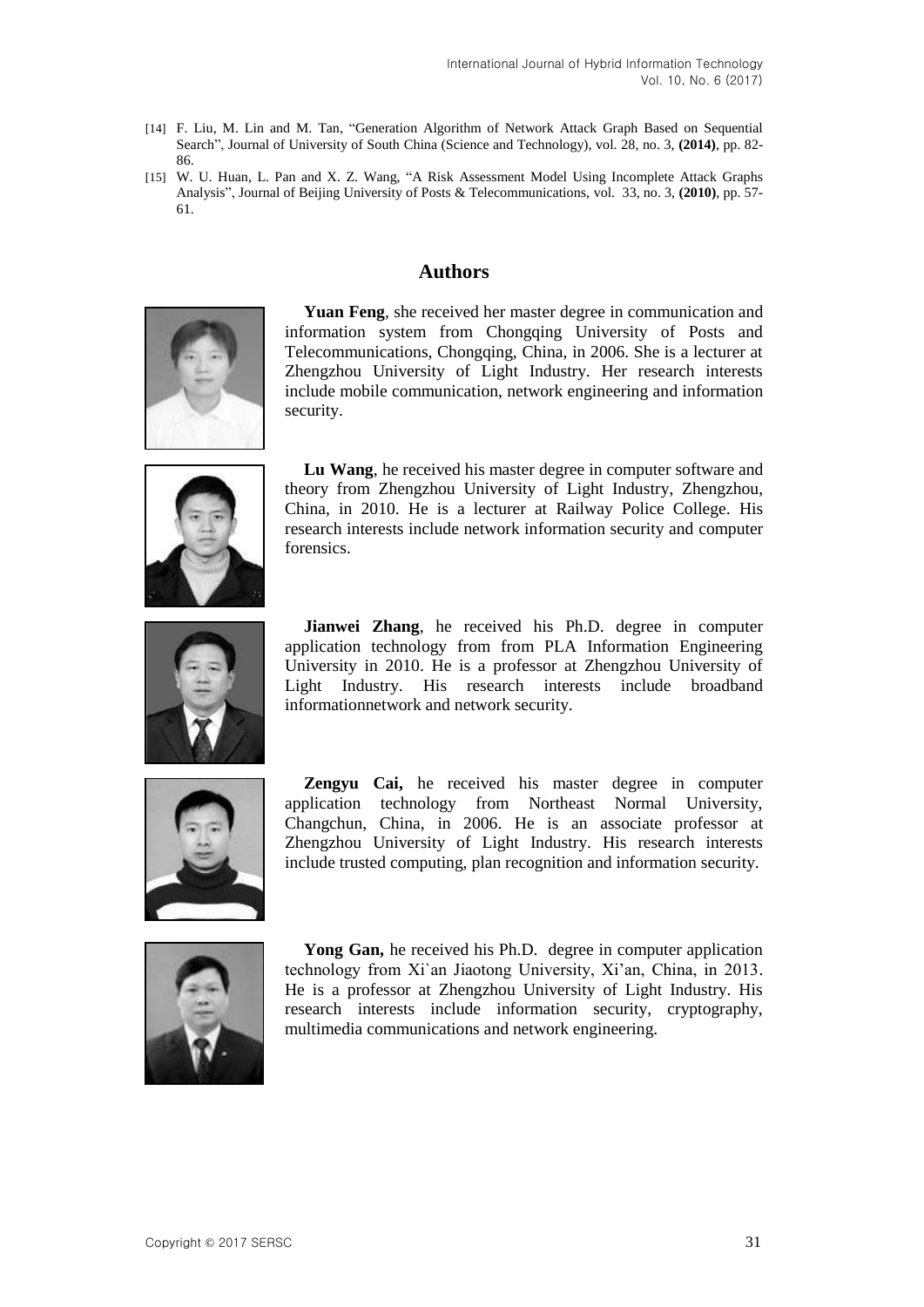[14] F. Liu, M. Lin and M. Tan, "Generation Algorithm of Network Attack Graph Based on Sequential Search", Journal of University of South China (Science and Technology), vol. 28, no. 3, **(2014)**, pp. 82-86.

[15] W. U. Huan, L. Pan and X. Z. Wang, "A Risk Assessment Model Using Incomplete Attack Graphs Analysis", Journal of Beijing University of Posts & Telecommunications, vol. 33, no. 3, **(2010)**, pp. 57-61.

## Authors

**Yuan Feng**, she received her master degree in communication and information system from Chongqing University of Posts and Telecommunications, Chongqing, China, in 2006. She is a lecturer at Zhengzhou University of Light Industry. Her research interests include mobile communication, network engineering and information security.

**Lu Wang**, he received his master degree in computer software and theory from Zhengzhou University of Light Industry, Zhengzhou, China, in 2010. He is a lecturer at Railway Police College. His research interests include network information security and computer forensics.

**Jianwei Zhang**, he received his Ph.D. degree in computer application technology from from PLA Information Engineering University in 2010. He is a professor at Zhengzhou University of Light Industry. His research interests include broadband informationnetwork and network security.

**Zengyu Cai,** he received his master degree in computer application technology from Northeast Normal University, Changchun, China, in 2006. He is an associate professor at Zhengzhou University of Light Industry. His research interests include trusted computing, plan recognition and information security.

**Yong Gan,** he received his Ph.D. degree in computer application technology from Xi`an Jiaotong University, Xi'an, China, in 2013. He is a professor at Zhengzhou University of Light Industry. His research interests include information security, cryptography, multimedia communications and network engineering.